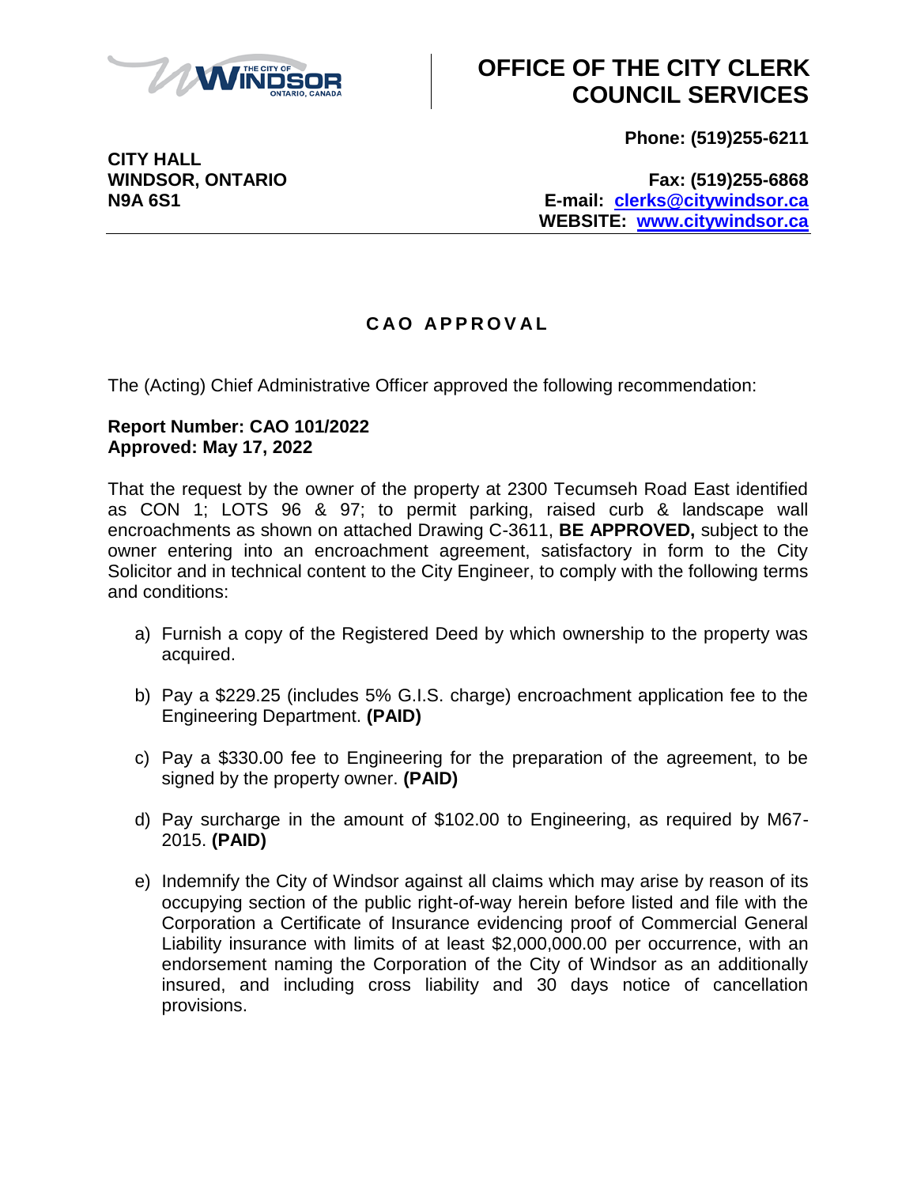# OFFICE OF THE CITY CLERK COUNCIL SERVICES

**Phone: (519)255-6211**

**CITY HALL**
**WINDSOR, ONTARIO**
**N9A 6S1**

**Fax: (519)255-6868**
**E-mail: clerks@citywindsor.ca**
**WEBSITE: www.citywindsor.ca**

## CAO APPROVAL

The (Acting) Chief Administrative Officer approved the following recommendation:

**Report Number: CAO 101/2022**
**Approved: May 17, 2022**

That the request by the owner of the property at 2300 Tecumseh Road East identified as CON 1; LOTS 96 & 97; to permit parking, raised curb & landscape wall encroachments as shown on attached Drawing C-3611, **BE APPROVED,** subject to the owner entering into an encroachment agreement, satisfactory in form to the City Solicitor and in technical content to the City Engineer, to comply with the following terms and conditions:

a) Furnish a copy of the Registered Deed by which ownership to the property was acquired.

b) Pay a $229.25 (includes 5% G.I.S. charge) encroachment application fee to the Engineering Department. **(PAID)**

c) Pay a $330.00 fee to Engineering for the preparation of the agreement, to be signed by the property owner. **(PAID)**

d) Pay surcharge in the amount of $102.00 to Engineering, as required by M67-2015. **(PAID)**

e) Indemnify the City of Windsor against all claims which may arise by reason of its occupying section of the public right-of-way herein before listed and file with the Corporation a Certificate of Insurance evidencing proof of Commercial General Liability insurance with limits of at least $2,000,000.00 per occurrence, with an endorsement naming the Corporation of the City of Windsor as an additionally insured, and including cross liability and 30 days notice of cancellation provisions.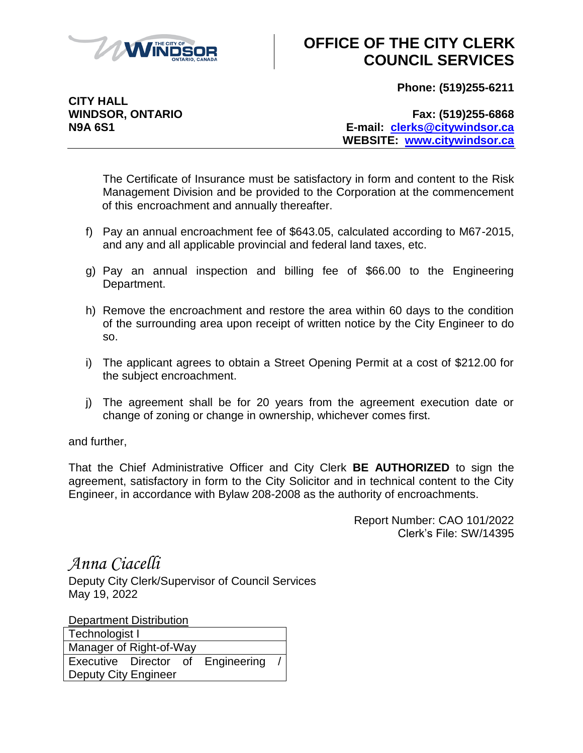The Certificate of Insurance must be satisfactory in form and content to the Risk Management Division and be provided to the Corporation at the commencement of this encroachment and annually thereafter.

f) Pay an annual encroachment fee of $643.05, calculated according to M67-2015, and any and all applicable provincial and federal land taxes, etc.

g) Pay an annual inspection and billing fee of $66.00 to the Engineering Department.

h) Remove the encroachment and restore the area within 60 days to the condition of the surrounding area upon receipt of written notice by the City Engineer to do so.

i) The applicant agrees to obtain a Street Opening Permit at a cost of $212.00 for the subject encroachment.

j) The agreement shall be for 20 years from the agreement execution date or change of zoning or change in ownership, whichever comes first.

and further,

That the Chief Administrative Officer and City Clerk **BE AUTHORIZED** to sign the agreement, satisfactory in form to the City Solicitor and in technical content to the City Engineer, in accordance with Bylaw 208-2008 as the authority of encroachments.

Report Number: CAO 101/2022
Clerk's File: SW/14395

*Anna Ciacelli*
Deputy City Clerk/Supervisor of Council Services
May 19, 2022

Department Distribution

| Department Distribution |
| --- |
| Technologist I |
| Manager of Right-of-Way |
| Executive Director of Engineering / Deputy City Engineer |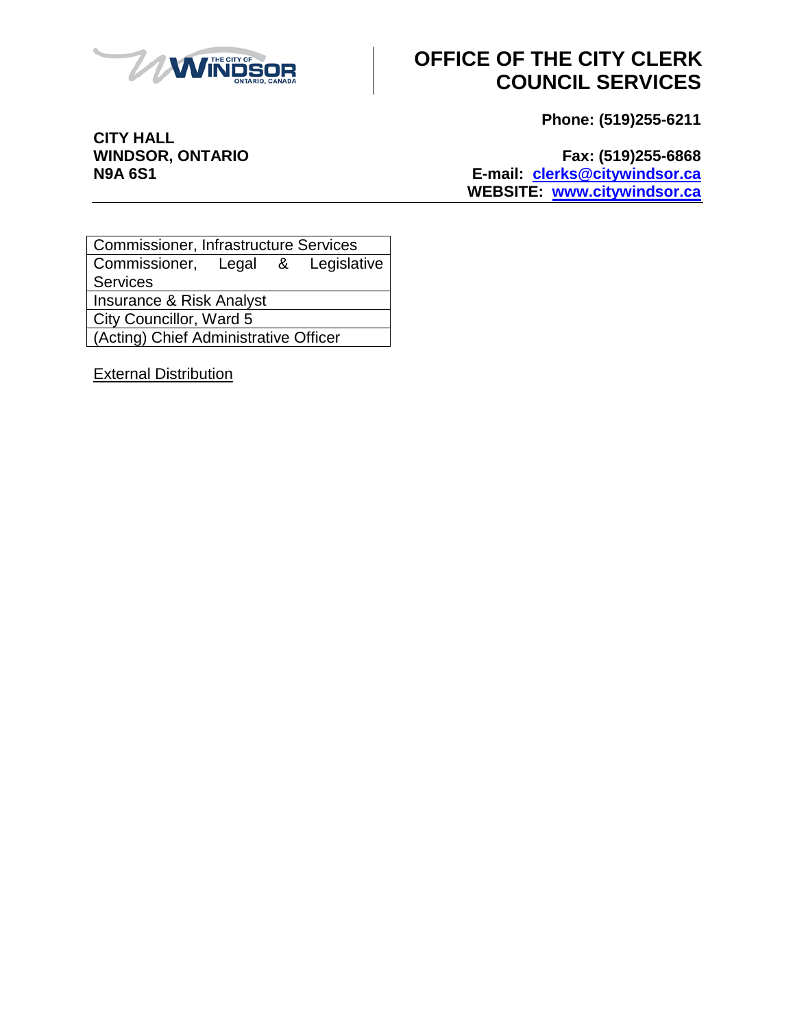# OFFICE OF THE CITY CLERK
# COUNCIL SERVICES

**CITY HALL**
**WINDSOR, ONTARIO**
**N9A 6S1**

**Phone: (519)255-6211**

**Fax: (519)255-6868**
**E-mail: clerks@citywindsor.ca**
**WEBSITE: www.citywindsor.ca**

| |
|---|
| Commissioner, Infrastructure Services |
| Commissioner, Legal & Legislative Services |
| Insurance & Risk Analyst |
| City Councillor, Ward 5 |
| (Acting) Chief Administrative Officer |

External Distribution